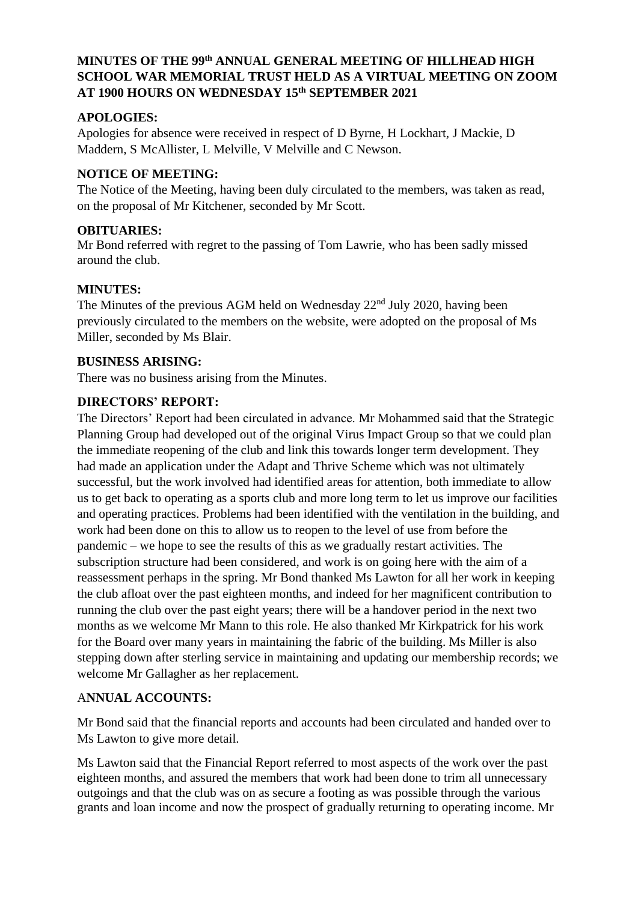**MINUTES OF THE 99th ANNUAL GENERAL MEETING OF HILLHEAD HIGH SCHOOL WAR MEMORIAL TRUST HELD AS A VIRTUAL MEETING ON ZOOM AT 1900 HOURS ON WEDNESDAY 15th SEPTEMBER 2021**

**APOLOGIES:**

Apologies for absence were received in respect of D Byrne, H Lockhart, J Mackie, D Maddern, S McAllister, L Melville, V Melville and C Newson.

**NOTICE OF MEETING:**

The Notice of the Meeting, having been duly circulated to the members, was taken as read, on the proposal of Mr Kitchener, seconded by Mr Scott.

**OBITUARIES:**

Mr Bond referred with regret to the passing of Tom Lawrie, who has been sadly missed around the club.

**MINUTES:**

The Minutes of the previous AGM held on Wednesday 22nd July 2020, having been previously circulated to the members on the website, were adopted on the proposal of Ms Miller, seconded by Ms Blair.

**BUSINESS ARISING:**

There was no business arising from the Minutes.

**DIRECTORS' REPORT:**

The Directors' Report had been circulated in advance. Mr Mohammed said that the Strategic Planning Group had developed out of the original Virus Impact Group so that we could plan the immediate reopening of the club and link this towards longer term development. They had made an application under the Adapt and Thrive Scheme which was not ultimately successful, but the work involved had identified areas for attention, both immediate to allow us to get back to operating as a sports club and more long term to let us improve our facilities and operating practices. Problems had been identified with the ventilation in the building, and work had been done on this to allow us to reopen to the level of use from before the pandemic – we hope to see the results of this as we gradually restart activities. The subscription structure had been considered, and work is on going here with the aim of a reassessment perhaps in the spring. Mr Bond thanked Ms Lawton for all her work in keeping the club afloat over the past eighteen months, and indeed for her magnificent contribution to running the club over the past eight years; there will be a handover period in the next two months as we welcome Mr Mann to this role. He also thanked Mr Kirkpatrick for his work for the Board over many years in maintaining the fabric of the building. Ms Miller is also stepping down after sterling service in maintaining and updating our membership records; we welcome Mr Gallagher as her replacement.

**ANNUAL ACCOUNTS:**

Mr Bond said that the financial reports and accounts had been circulated and handed over to Ms Lawton to give more detail.

Ms Lawton said that the Financial Report referred to most aspects of the work over the past eighteen months, and assured the members that work had been done to trim all unnecessary outgoings and that the club was on as secure a footing as was possible through the various grants and loan income and now the prospect of gradually returning to operating income. Mr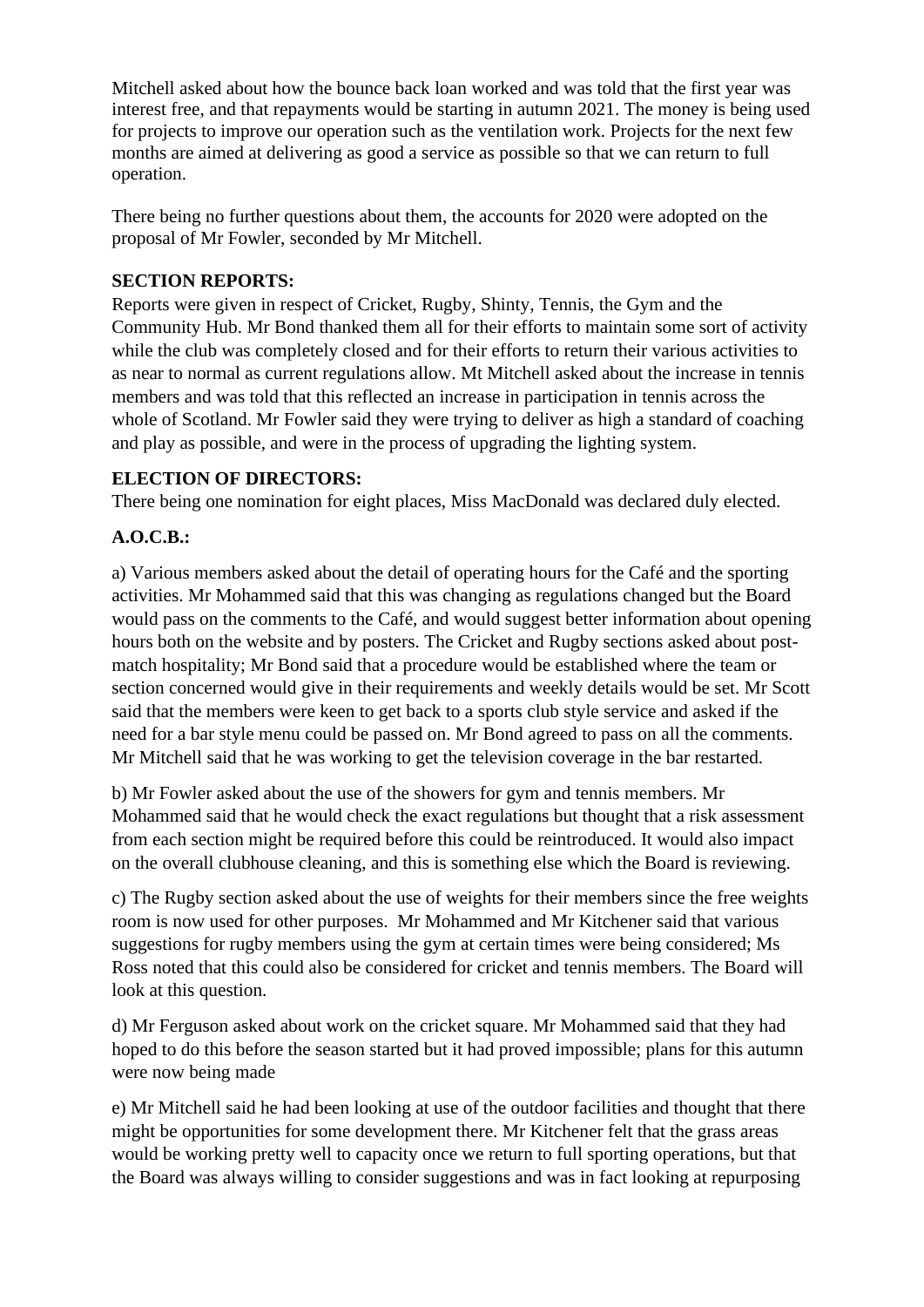Mitchell asked about how the bounce back loan worked and was told that the first year was interest free, and that repayments would be starting in autumn 2021. The money is being used for projects to improve our operation such as the ventilation work. Projects for the next few months are aimed at delivering as good a service as possible so that we can return to full operation.

There being no further questions about them, the accounts for 2020 were adopted on the proposal of Mr Fowler, seconded by Mr Mitchell.

**SECTION REPORTS:**

Reports were given in respect of Cricket, Rugby, Shinty, Tennis, the Gym and the Community Hub. Mr Bond thanked them all for their efforts to maintain some sort of activity while the club was completely closed and for their efforts to return their various activities to as near to normal as current regulations allow. Mt Mitchell asked about the increase in tennis members and was told that this reflected an increase in participation in tennis across the whole of Scotland. Mr Fowler said they were trying to deliver as high a standard of coaching and play as possible, and were in the process of upgrading the lighting system.

**ELECTION OF DIRECTORS:**

There being one nomination for eight places, Miss MacDonald was declared duly elected.

**A.O.C.B.:**

a) Various members asked about the detail of operating hours for the Café and the sporting activities. Mr Mohammed said that this was changing as regulations changed but the Board would pass on the comments to the Café, and would suggest better information about opening hours both on the website and by posters. The Cricket and Rugby sections asked about post-match hospitality; Mr Bond said that a procedure would be established where the team or section concerned would give in their requirements and weekly details would be set. Mr Scott said that the members were keen to get back to a sports club style service and asked if the need for a bar style menu could be passed on. Mr Bond agreed to pass on all the comments. Mr Mitchell said that he was working to get the television coverage in the bar restarted.

b) Mr Fowler asked about the use of the showers for gym and tennis members. Mr Mohammed said that he would check the exact regulations but thought that a risk assessment from each section might be required before this could be reintroduced. It would also impact on the overall clubhouse cleaning, and this is something else which the Board is reviewing.

c) The Rugby section asked about the use of weights for their members since the free weights room is now used for other purposes. Mr Mohammed and Mr Kitchener said that various suggestions for rugby members using the gym at certain times were being considered; Ms Ross noted that this could also be considered for cricket and tennis members. The Board will look at this question.

d) Mr Ferguson asked about work on the cricket square. Mr Mohammed said that they had hoped to do this before the season started but it had proved impossible; plans for this autumn were now being made

e) Mr Mitchell said he had been looking at use of the outdoor facilities and thought that there might be opportunities for some development there. Mr Kitchener felt that the grass areas would be working pretty well to capacity once we return to full sporting operations, but that the Board was always willing to consider suggestions and was in fact looking at repurposing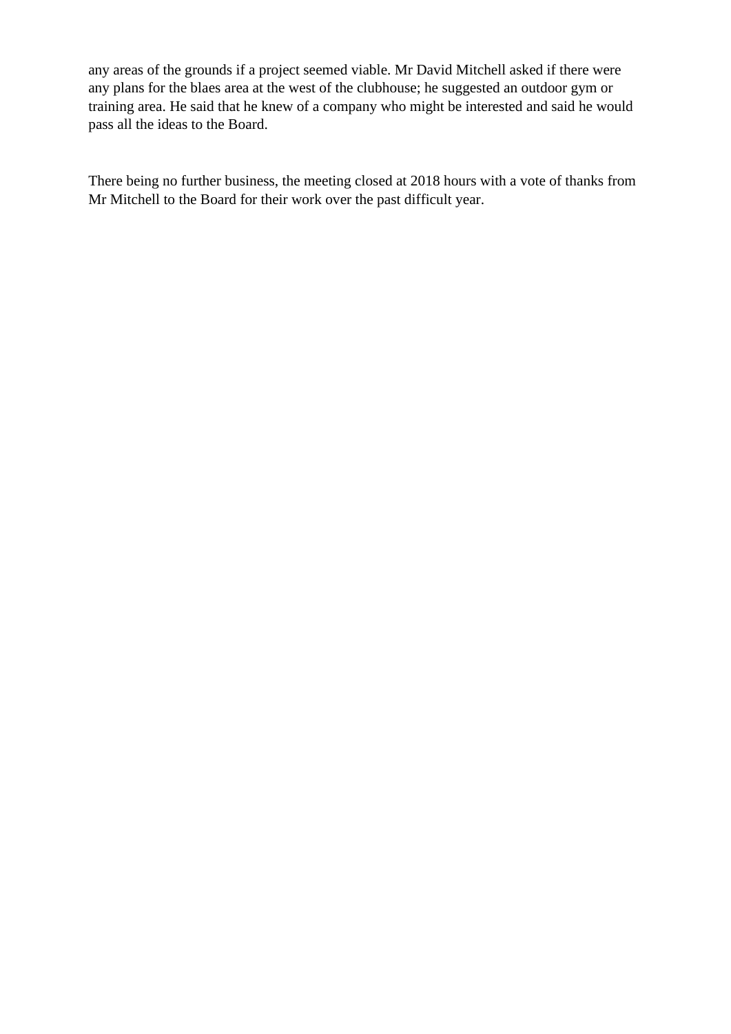any areas of the grounds if a project seemed viable. Mr David Mitchell asked if there were any plans for the blaes area at the west of the clubhouse; he suggested an outdoor gym or training area. He said that he knew of a company who might be interested and said he would pass all the ideas to the Board.

There being no further business, the meeting closed at 2018 hours with a vote of thanks from Mr Mitchell to the Board for their work over the past difficult year.